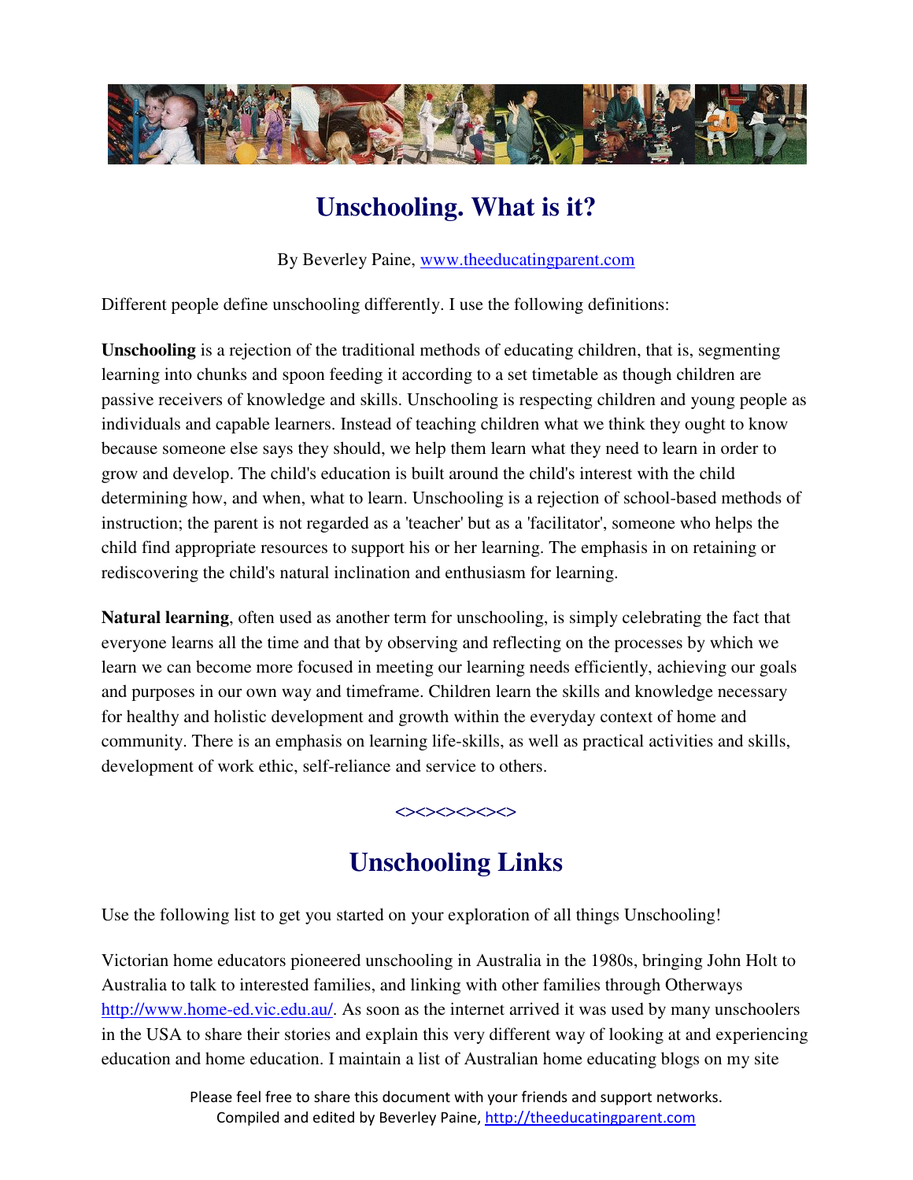# Unschooling. What is it?

By Beverley Paine, www.theeducatingparent.com

Different people define unschooling differently. I use the following definitions:

**Unschooling** is a rejection of the traditional methods of educating children, that is, segmenting learning into chunks and spoon feeding it according to a set timetable as though children are passive receivers of knowledge and skills. Unschooling is respecting children and young people as individuals and capable learners. Instead of teaching children what we think they ought to know because someone else says they should, we help them learn what they need to learn in order to grow and develop. The child's education is built around the child's interest with the child determining how, and when, what to learn. Unschooling is a rejection of school-based methods of instruction; the parent is not regarded as a 'teacher' but as a 'facilitator', someone who helps the child find appropriate resources to support his or her learning. The emphasis in on retaining or rediscovering the child's natural inclination and enthusiasm for learning.

**Natural learning**, often used as another term for unschooling, is simply celebrating the fact that everyone learns all the time and that by observing and reflecting on the processes by which we learn we can become more focused in meeting our learning needs efficiently, achieving our goals and purposes in our own way and timeframe. Children learn the skills and knowledge necessary for healthy and holistic development and growth within the everyday context of home and community. There is an emphasis on learning life-skills, as well as practical activities and skills, development of work ethic, self-reliance and service to others.

<><><><><><>

# Unschooling Links

Use the following list to get you started on your exploration of all things Unschooling!

Victorian home educators pioneered unschooling in Australia in the 1980s, bringing John Holt to Australia to talk to interested families, and linking with other families through Otherways http://www.home-ed.vic.edu.au/. As soon as the internet arrived it was used by many unschoolers in the USA to share their stories and explain this very different way of looking at and experiencing education and home education. I maintain a list of Australian home educating blogs on my site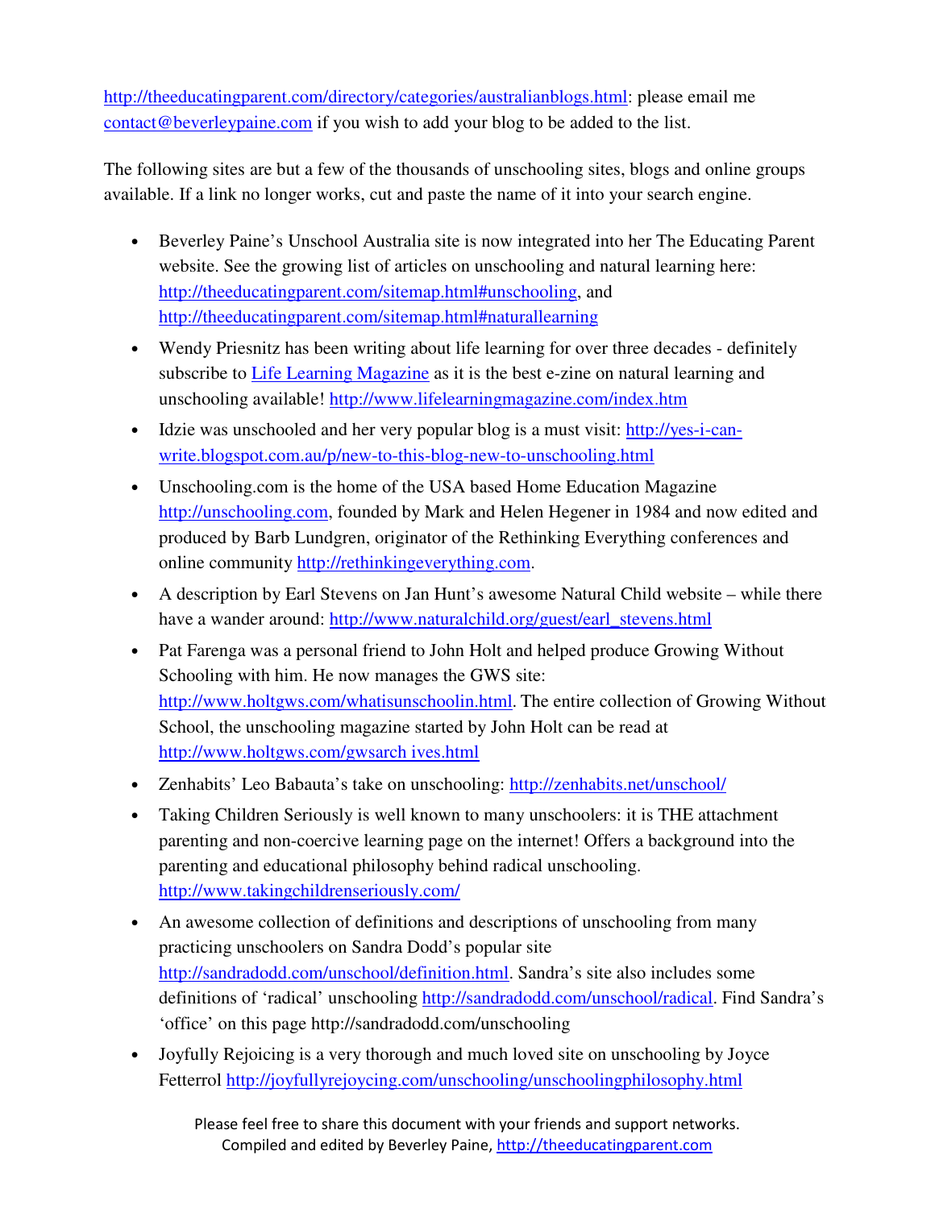http://theeducatingparent.com/directory/categories/australianblogs.html: please email me contact@beverleypaine.com if you wish to add your blog to be added to the list.

The following sites are but a few of the thousands of unschooling sites, blogs and online groups available. If a link no longer works, cut and paste the name of it into your search engine.

- Beverley Paine's Unschool Australia site is now integrated into her The Educating Parent website. See the growing list of articles on unschooling and natural learning here: http://theeducatingparent.com/sitemap.html#unschooling, and http://theeducatingparent.com/sitemap.html#naturallearning
- Wendy Priesnitz has been writing about life learning for over three decades - definitely subscribe to Life Learning Magazine as it is the best e-zine on natural learning and unschooling available! http://www.lifelearningmagazine.com/index.htm
- Idzie was unschooled and her very popular blog is a must visit: http://yes-i-can-write.blogspot.com.au/p/new-to-this-blog-new-to-unschooling.html
- Unschooling.com is the home of the USA based Home Education Magazine http://unschooling.com, founded by Mark and Helen Hegener in 1984 and now edited and produced by Barb Lundgren, originator of the Rethinking Everything conferences and online community http://rethinkingeverything.com.
- A description by Earl Stevens on Jan Hunt's awesome Natural Child website – while there have a wander around: http://www.naturalchild.org/guest/earl_stevens.html
- Pat Farenga was a personal friend to John Holt and helped produce Growing Without Schooling with him. He now manages the GWS site: http://www.holtgws.com/whatisunschoolin.html. The entire collection of Growing Without School, the unschooling magazine started by John Holt can be read at http://www.holtgws.com/gwsarch ives.html
- Zenhabits' Leo Babauta's take on unschooling: http://zenhabits.net/unschool/
- Taking Children Seriously is well known to many unschoolers: it is THE attachment parenting and non-coercive learning page on the internet! Offers a background into the parenting and educational philosophy behind radical unschooling. http://www.takingchildrenseriously.com/
- An awesome collection of definitions and descriptions of unschooling from many practicing unschoolers on Sandra Dodd's popular site http://sandradodd.com/unschool/definition.html. Sandra's site also includes some definitions of 'radical' unschooling http://sandradodd.com/unschool/radical. Find Sandra's 'office' on this page http://sandradodd.com/unschooling
- Joyfully Rejoicing is a very thorough and much loved site on unschooling by Joyce Fetterrol http://joyfullyrejoycing.com/unschooling/unschoolingphilosophy.html

Please feel free to share this document with your friends and support networks.
Compiled and edited by Beverley Paine, http://theeducatingparent.com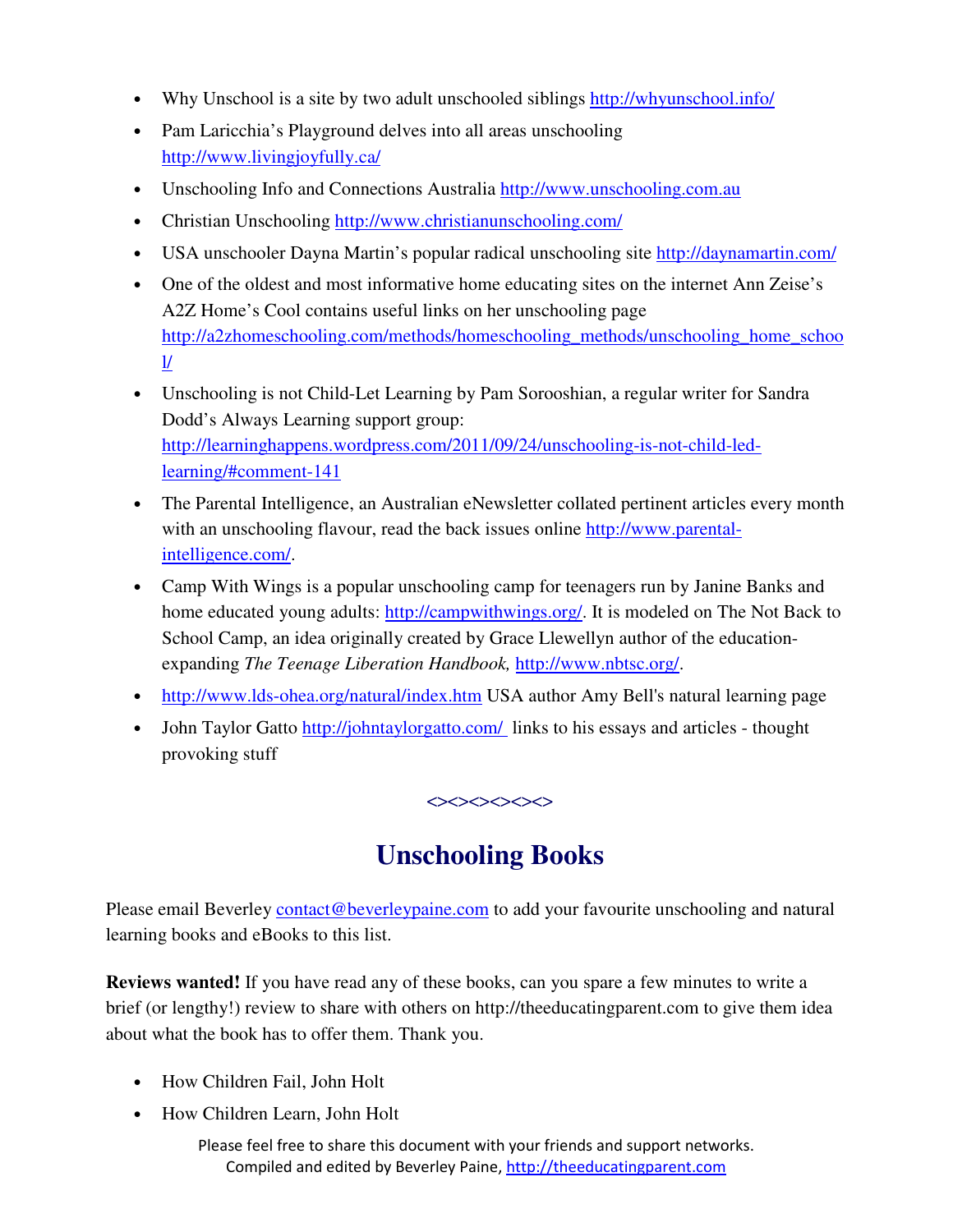- Why Unschool is a site by two adult unschooled siblings http://whyunschool.info/
- Pam Laricchia's Playground delves into all areas unschooling http://www.livingjoyfully.ca/
- Unschooling Info and Connections Australia http://www.unschooling.com.au
- Christian Unschooling http://www.christianunschooling.com/
- USA unschooler Dayna Martin's popular radical unschooling site http://daynamartin.com/
- One of the oldest and most informative home educating sites on the internet Ann Zeise's A2Z Home's Cool contains useful links on her unschooling page http://a2zhomeschooling.com/methods/homeschooling_methods/unschooling_home_school/
- Unschooling is not Child-Let Learning by Pam Sorooshian, a regular writer for Sandra Dodd's Always Learning support group: http://learninghappens.wordpress.com/2011/09/24/unschooling-is-not-child-led-learning/#comment-141
- The Parental Intelligence, an Australian eNewsletter collated pertinent articles every month with an unschooling flavour, read the back issues online http://www.parental-intelligence.com/.
- Camp With Wings is a popular unschooling camp for teenagers run by Janine Banks and home educated young adults: http://campwithwings.org/. It is modeled on The Not Back to School Camp, an idea originally created by Grace Llewellyn author of the education-expanding *The Teenage Liberation Handbook,* http://www.nbtsc.org/.
- http://www.lds-ohea.org/natural/index.htm USA author Amy Bell's natural learning page
- John Taylor Gatto http://johntaylorgatto.com/ links to his essays and articles - thought provoking stuff

<><><><><><>

# Unschooling Books

Please email Beverley contact@beverleypaine.com to add your favourite unschooling and natural learning books and eBooks to this list.

**Reviews wanted!** If you have read any of these books, can you spare a few minutes to write a brief (or lengthy!) review to share with others on http://theeducatingparent.com to give them idea about what the book has to offer them. Thank you.

- How Children Fail, John Holt
- How Children Learn, John Holt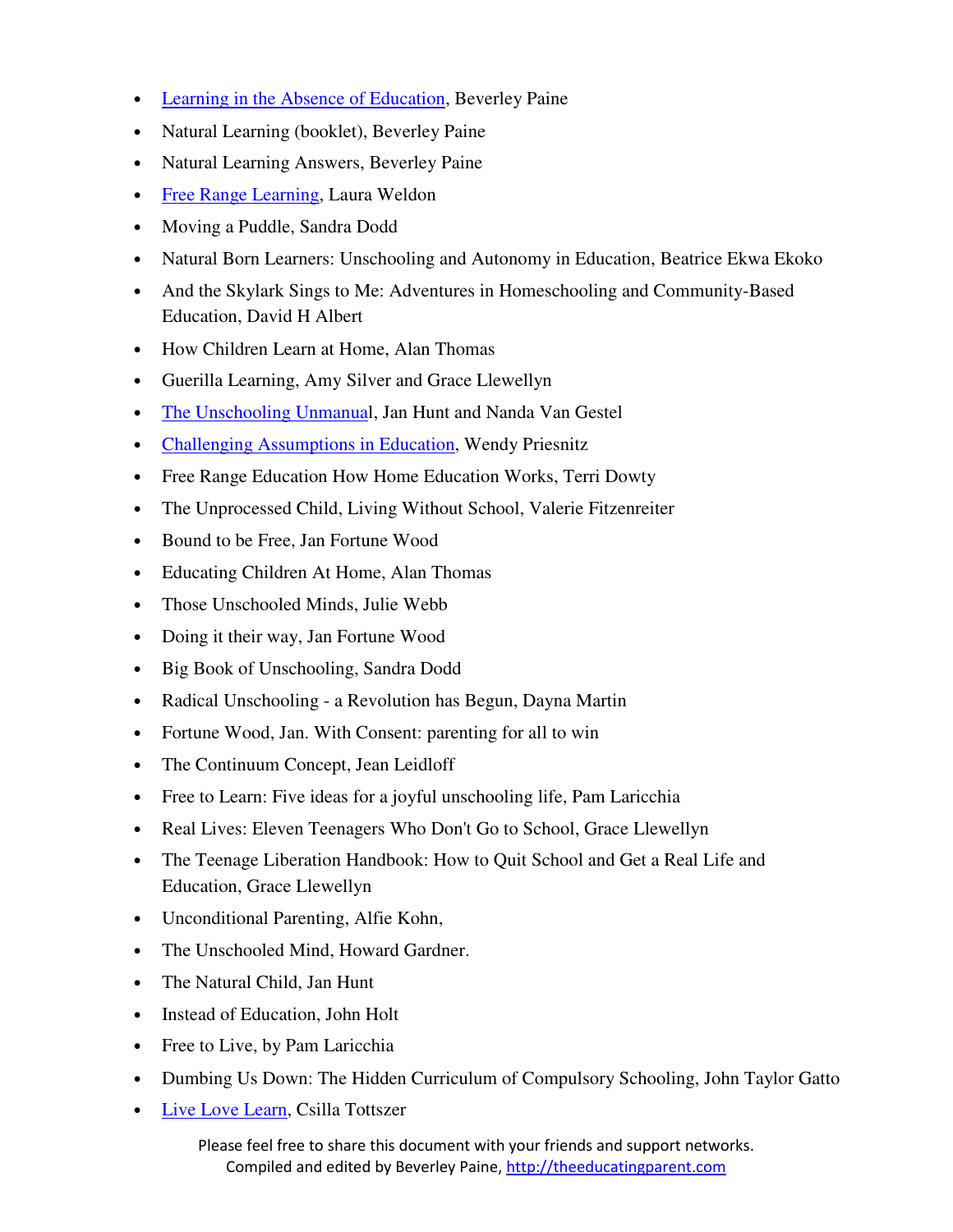- Learning in the Absence of Education, Beverley Paine
- Natural Learning (booklet), Beverley Paine
- Natural Learning Answers, Beverley Paine
- Free Range Learning, Laura Weldon
- Moving a Puddle, Sandra Dodd
- Natural Born Learners: Unschooling and Autonomy in Education, Beatrice Ekwa Ekoko
- And the Skylark Sings to Me: Adventures in Homeschooling and Community-Based Education, David H Albert
- How Children Learn at Home, Alan Thomas
- Guerilla Learning, Amy Silver and Grace Llewellyn
- The Unschooling Unmanual, Jan Hunt and Nanda Van Gestel
- Challenging Assumptions in Education, Wendy Priesnitz
- Free Range Education How Home Education Works, Terri Dowty
- The Unprocessed Child, Living Without School, Valerie Fitzenreiter
- Bound to be Free, Jan Fortune Wood
- Educating Children At Home, Alan Thomas
- Those Unschooled Minds, Julie Webb
- Doing it their way, Jan Fortune Wood
- Big Book of Unschooling, Sandra Dodd
- Radical Unschooling - a Revolution has Begun, Dayna Martin
- Fortune Wood, Jan. With Consent: parenting for all to win
- The Continuum Concept, Jean Leidloff
- Free to Learn: Five ideas for a joyful unschooling life, Pam Laricchia
- Real Lives: Eleven Teenagers Who Don't Go to School, Grace Llewellyn
- The Teenage Liberation Handbook: How to Quit School and Get a Real Life and Education, Grace Llewellyn
- Unconditional Parenting, Alfie Kohn,
- The Unschooled Mind, Howard Gardner.
- The Natural Child, Jan Hunt
- Instead of Education, John Holt
- Free to Live, by Pam Laricchia
- Dumbing Us Down: The Hidden Curriculum of Compulsory Schooling, John Taylor Gatto
- Live Love Learn, Csilla Tottszer

Please feel free to share this document with your friends and support networks.
Compiled and edited by Beverley Paine, http://theeducatingparent.com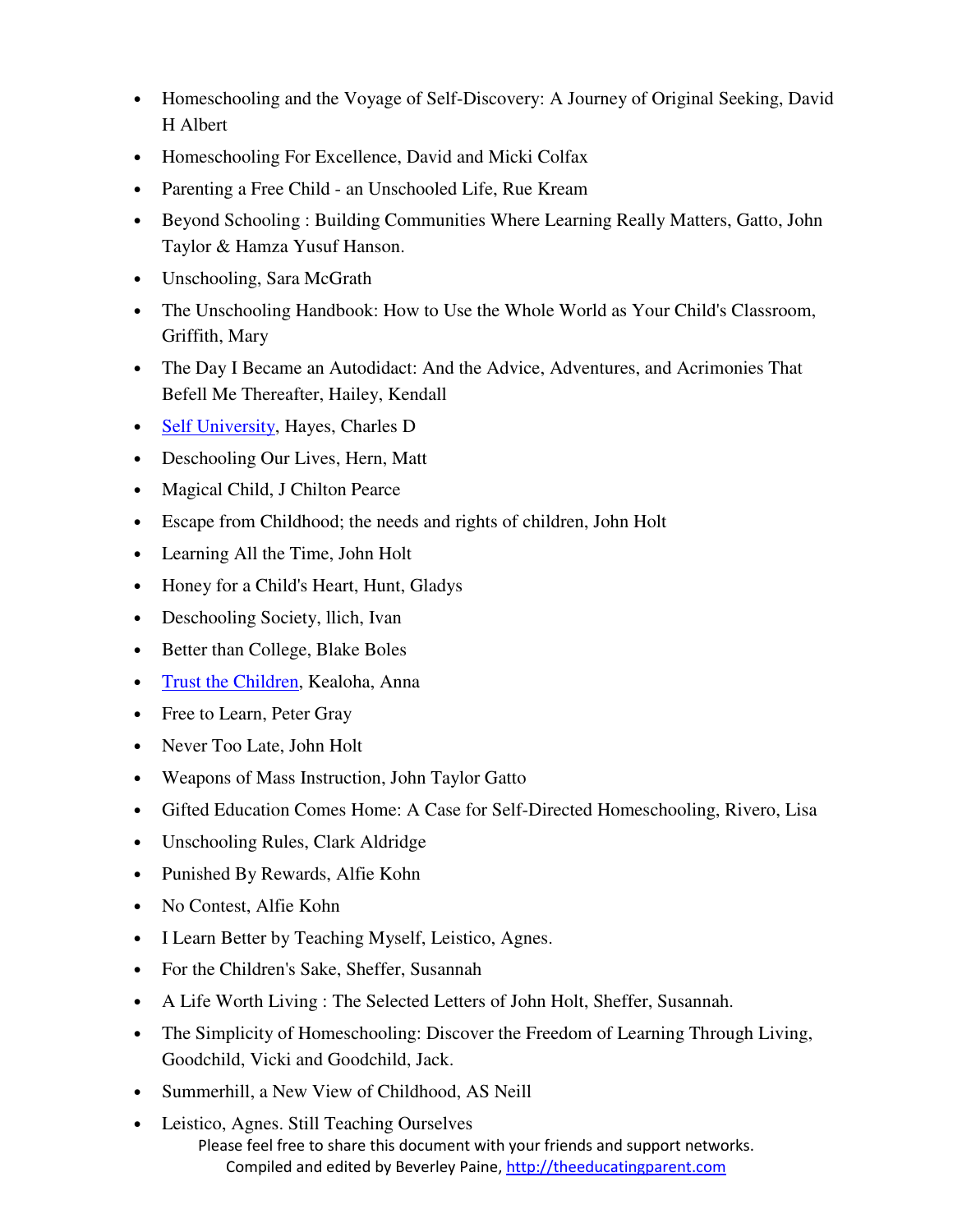- Homeschooling and the Voyage of Self-Discovery: A Journey of Original Seeking, David H Albert
- Homeschooling For Excellence, David and Micki Colfax
- Parenting a Free Child - an Unschooled Life, Rue Kream
- Beyond Schooling : Building Communities Where Learning Really Matters, Gatto, John Taylor & Hamza Yusuf Hanson.
- Unschooling, Sara McGrath
- The Unschooling Handbook: How to Use the Whole World as Your Child's Classroom, Griffith, Mary
- The Day I Became an Autodidact: And the Advice, Adventures, and Acrimonies That Befell Me Thereafter, Hailey, Kendall
- Self University, Hayes, Charles D
- Deschooling Our Lives, Hern, Matt
- Magical Child, J Chilton Pearce
- Escape from Childhood; the needs and rights of children, John Holt
- Learning All the Time, John Holt
- Honey for a Child's Heart, Hunt, Gladys
- Deschooling Society, llich, Ivan
- Better than College, Blake Boles
- Trust the Children, Kealoha, Anna
- Free to Learn, Peter Gray
- Never Too Late, John Holt
- Weapons of Mass Instruction, John Taylor Gatto
- Gifted Education Comes Home: A Case for Self-Directed Homeschooling, Rivero, Lisa
- Unschooling Rules, Clark Aldridge
- Punished By Rewards, Alfie Kohn
- No Contest, Alfie Kohn
- I Learn Better by Teaching Myself, Leistico, Agnes.
- For the Children's Sake, Sheffer, Susannah
- A Life Worth Living : The Selected Letters of John Holt, Sheffer, Susannah.
- The Simplicity of Homeschooling: Discover the Freedom of Learning Through Living, Goodchild, Vicki and Goodchild, Jack.
- Summerhill, a New View of Childhood, AS Neill
- Leistico, Agnes. Still Teaching Ourselves

Please feel free to share this document with your friends and support networks.
Compiled and edited by Beverley Paine, http://theeducatingparent.com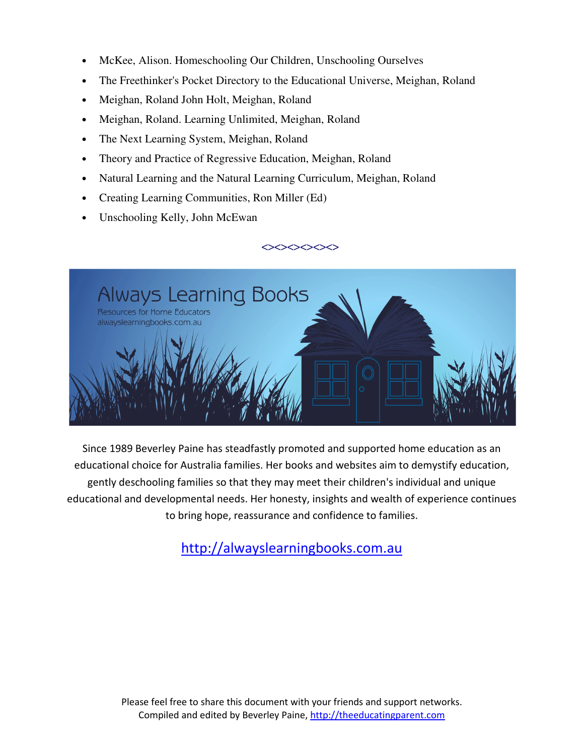- McKee, Alison. Homeschooling Our Children, Unschooling Ourselves
- The Freethinker's Pocket Directory to the Educational Universe, Meighan, Roland
- Meighan, Roland John Holt, Meighan, Roland
- Meighan, Roland. Learning Unlimited, Meighan, Roland
- The Next Learning System, Meighan, Roland
- Theory and Practice of Regressive Education, Meighan, Roland
- Natural Learning and the Natural Learning Curriculum, Meighan, Roland
- Creating Learning Communities, Ron Miller (Ed)
- Unschooling Kelly, John McEwan

<><><><><><>

Always Learning Books
Resources for Home Educators
alwayslearningbooks.com.au

Since 1989 Beverley Paine has steadfastly promoted and supported home education as an educational choice for Australia families. Her books and websites aim to demystify education, gently deschooling families so that they may meet their children's individual and unique educational and developmental needs. Her honesty, insights and wealth of experience continues to bring hope, reassurance and confidence to families.

http://alwayslearningbooks.com.au

Please feel free to share this document with your friends and support networks.
Compiled and edited by Beverley Paine, http://theeducatingparent.com